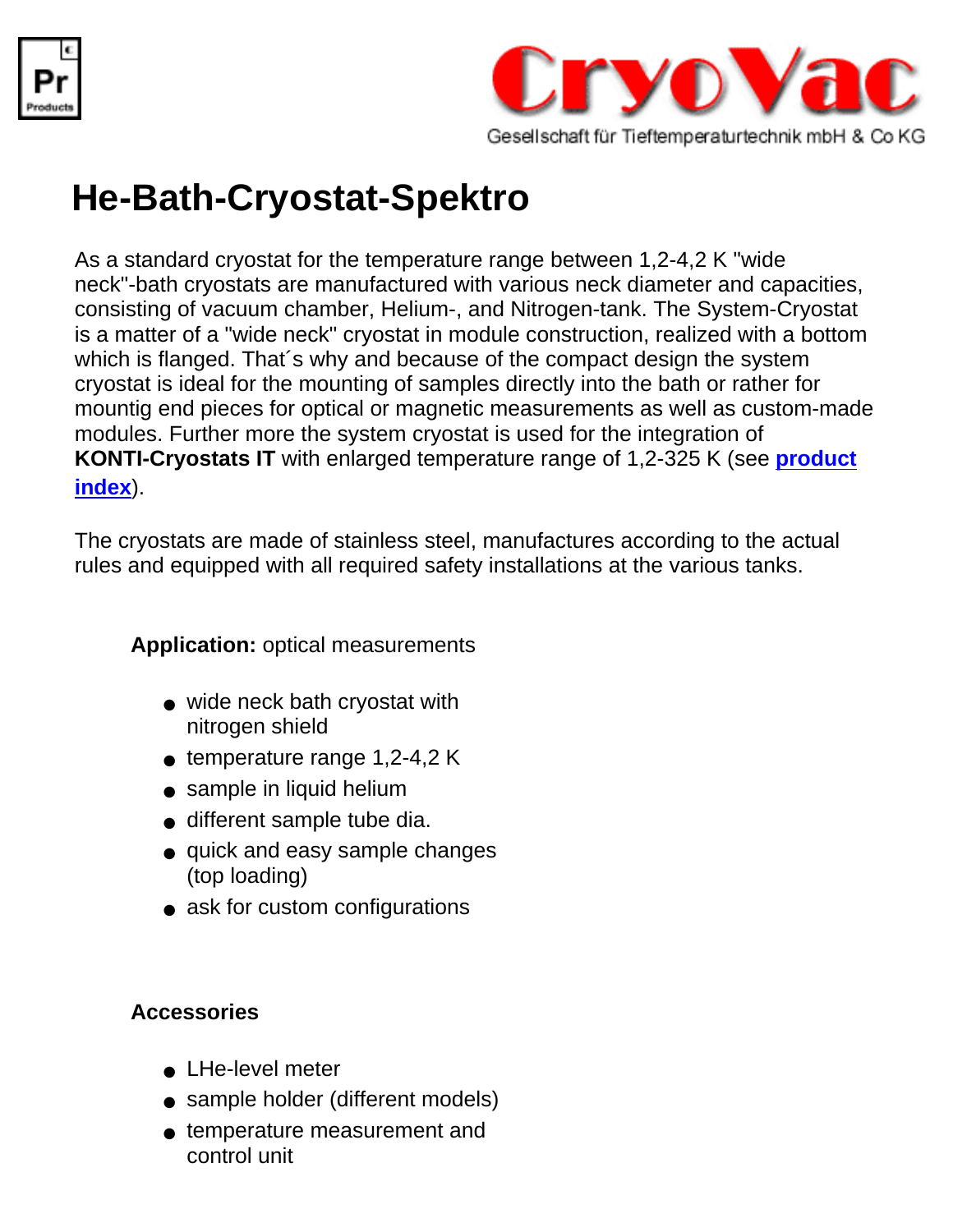CryoVac

Gesellschaft für Tieftemperaturtechnik mbH & Co KG

# He-Bath-Cryostat-Spektro

As a standard cryostat for the temperature range between 1,2-4,2 K "wide neck"-bath cryostats are manufactured with various neck diameter and capacities, consisting of vacuum chamber, Helium-, and Nitrogen-tank. The System-Cryostat is a matter of a "wide neck" cryostat in module construction, realized with a bottom which is flanged. That´s why and because of the compact design the system cryostat is ideal for the mounting of samples directly into the bath or rather for mountig end pieces for optical or magnetic measurements as well as custom-made modules. Further more the system cryostat is used for the integration of **KONTI-Cryostats IT** with enlarged temperature range of 1,2-325 K (see **product index**).

The cryostats are made of stainless steel, manufactures according to the actual rules and equipped with all required safety installations at the various tanks.

**Application:** optical measurements

- wide neck bath cryostat with nitrogen shield
- temperature range 1,2-4,2 K
- sample in liquid helium
- different sample tube dia.
- quick and easy sample changes (top loading)
- ask for custom configurations

**Accessories**

- LHe-level meter
- sample holder (different models)
- temperature measurement and control unit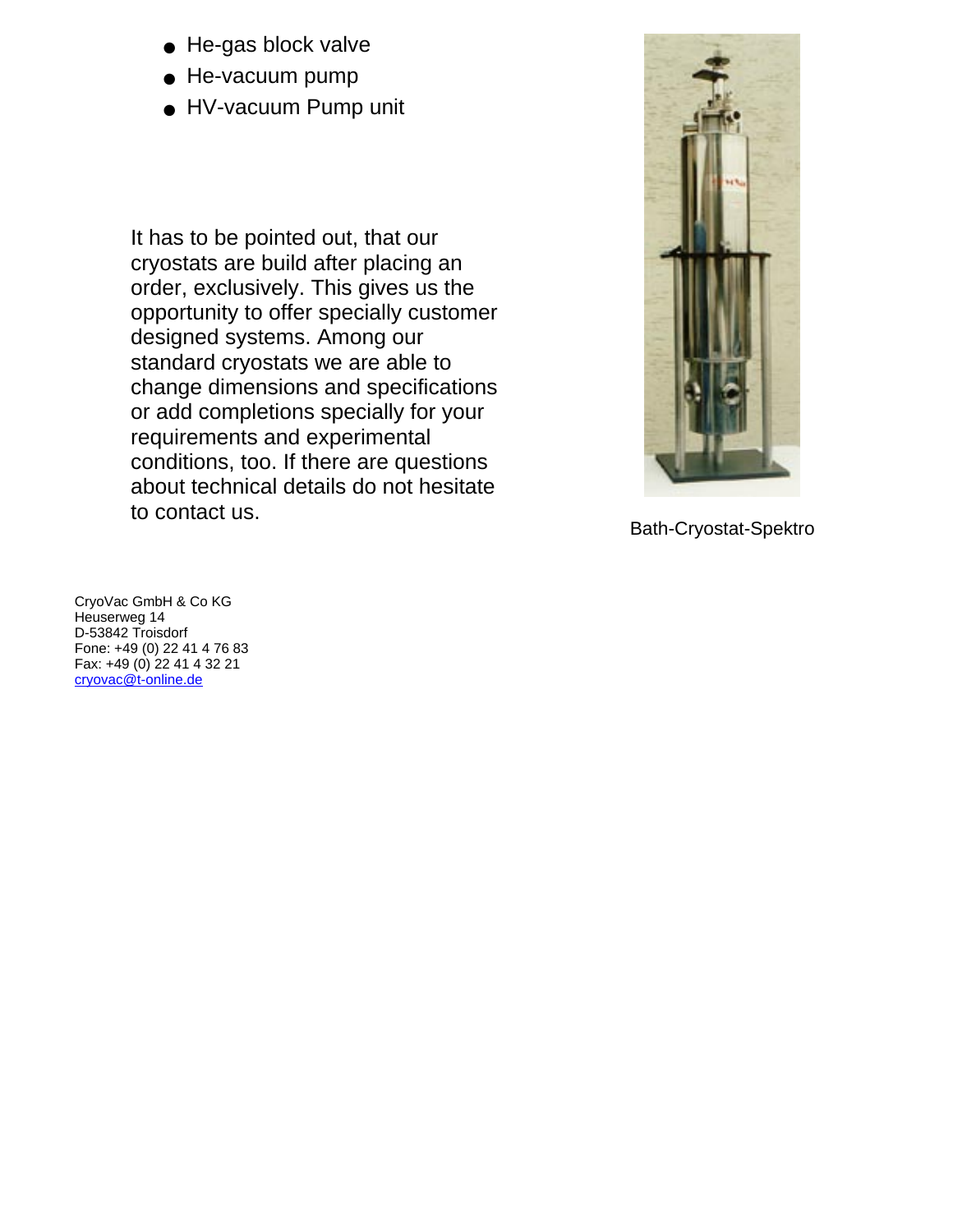- He-gas block valve
- He-vacuum pump
- HV-vacuum Pump unit

It has to be pointed out, that our cryostats are build after placing an order, exclusively. This gives us the opportunity to offer specially customer designed systems. Among our standard cryostats we are able to change dimensions and specifications or add completions specially for your requirements and experimental conditions, too. If there are questions about technical details do not hesitate to contact us.

Bath-Cryostat-Spektro

CryoVac GmbH & Co KG
Heuserweg 14
D-53842 Troisdorf
Fone: +49 (0) 22 41 4 76 83
Fax: +49 (0) 22 41 4 32 21
cryovac@t-online.de